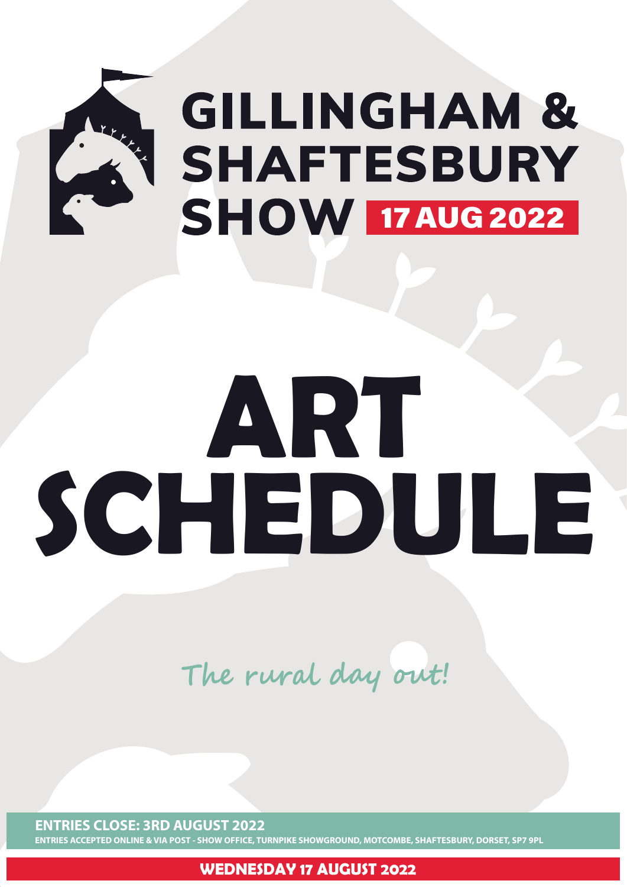# GILLINGHAM & SHAFTESBURY SHOW

**17 AUG 2022**

# ART SCHEDULE

*The rural day out!*

**ENTRIES CLOSE: 3RD AUGUST 2022**

**ENTRIES ACCEPTED ONLINE & VIA POST - SHOW OFFICE, TURNPIKE SHOWGROUND, MOTCOMBE, SHAFTESBURY, DORSET, SP7 9PL**

**WEDNESDAY 17 AUGUST 2022**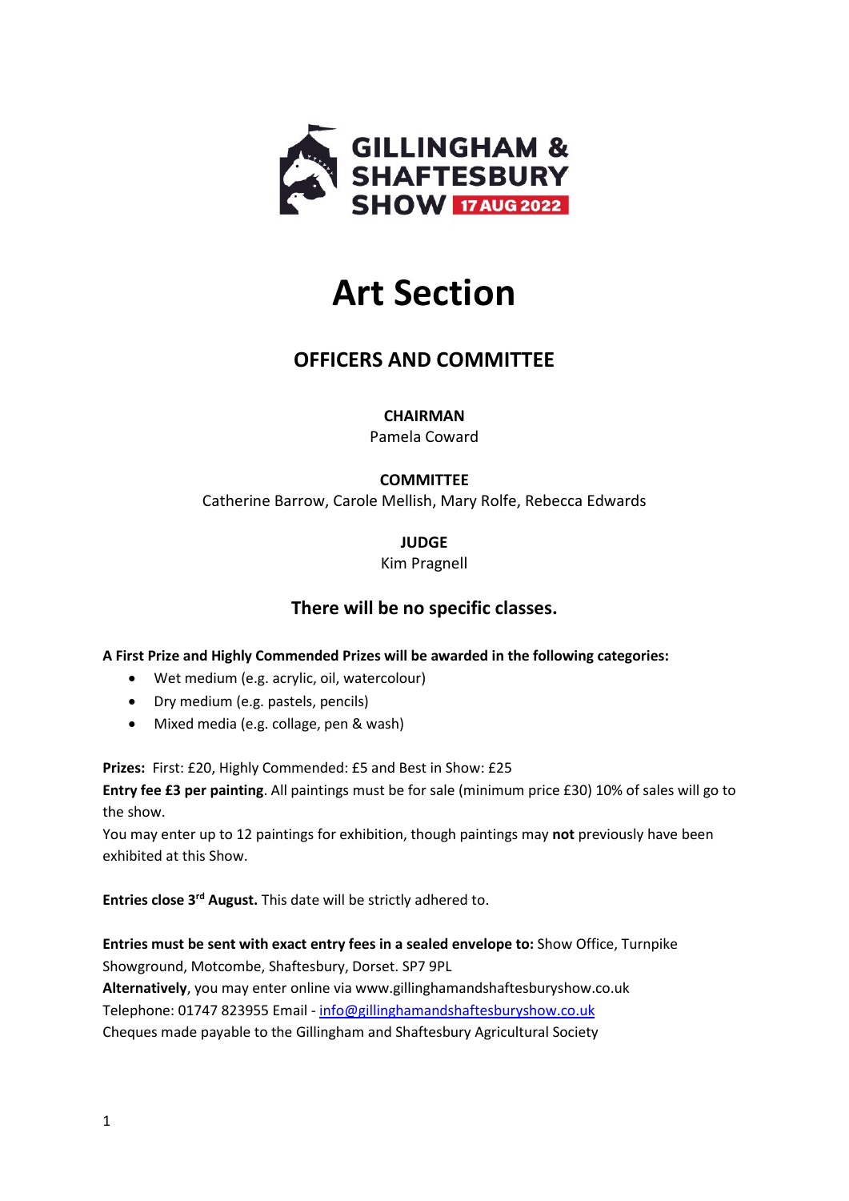GILLINGHAM & SHAFTESBURY SHOW 17 AUG 2022

# Art Section

## OFFICERS AND COMMITTEE

**CHAIRMAN**
Pamela Coward

**COMMITTEE**
Catherine Barrow, Carole Mellish, Mary Rolfe, Rebecca Edwards

**JUDGE**
Kim Pragnell

### There will be no specific classes.

**A First Prize and Highly Commended Prizes will be awarded in the following categories:**

- Wet medium (e.g. acrylic, oil, watercolour)
- Dry medium (e.g. pastels, pencils)
- Mixed media (e.g. collage, pen & wash)

**Prizes:** First: £20, Highly Commended: £5 and Best in Show: £25
**Entry fee £3 per painting**. All paintings must be for sale (minimum price £30) 10% of sales will go to the show.
You may enter up to 12 paintings for exhibition, though paintings may **not** previously have been exhibited at this Show.

**Entries close 3rd August.** This date will be strictly adhered to.

**Entries must be sent with exact entry fees in a sealed envelope to:** Show Office, Turnpike Showground, Motcombe, Shaftesbury, Dorset. SP7 9PL
**Alternatively**, you may enter online via www.gillinghamandshaftesburyshow.co.uk
Telephone: 01747 823955 Email - info@gillinghamandshaftesburyshow.co.uk
Cheques made payable to the Gillingham and Shaftesbury Agricultural Society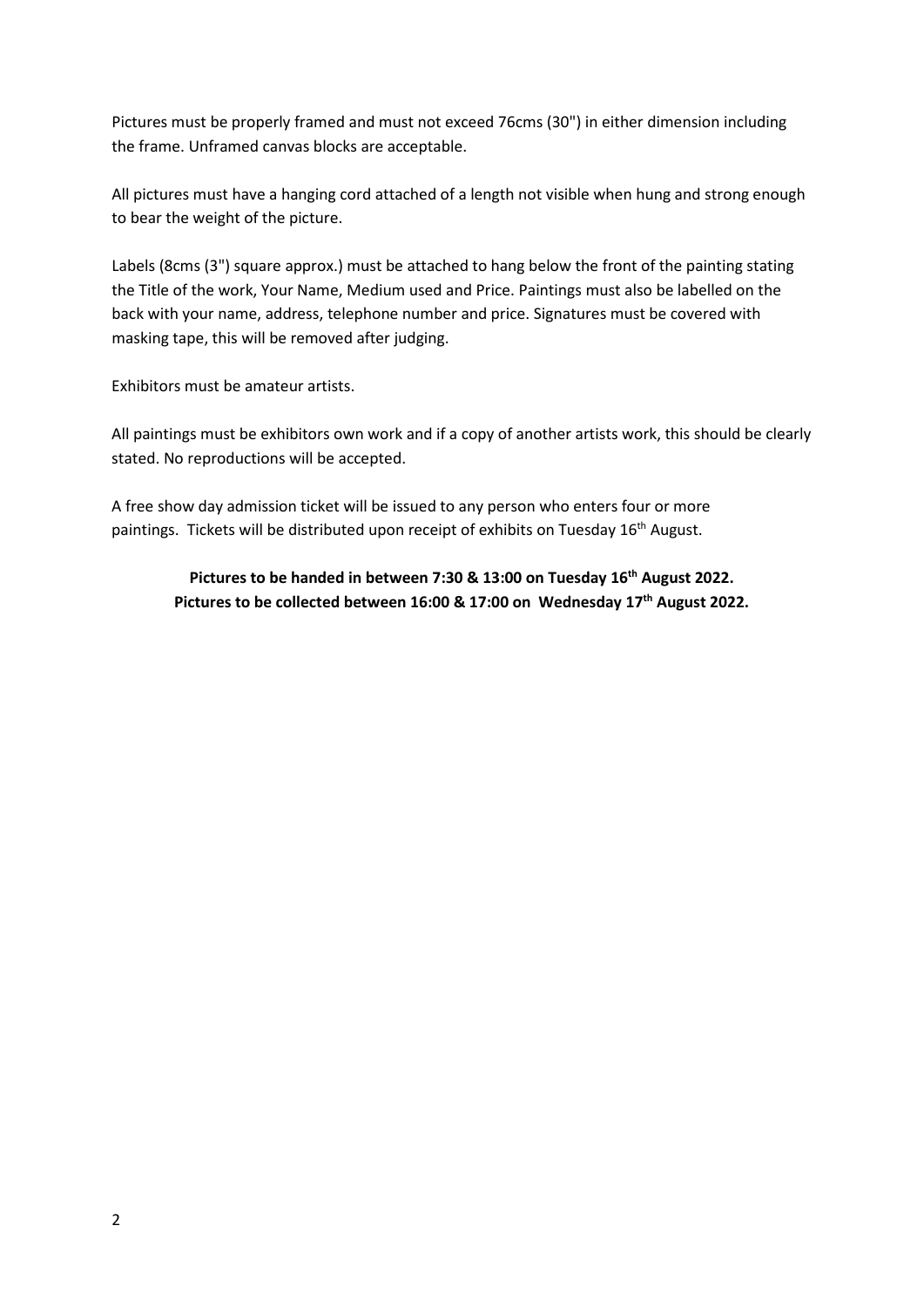Pictures must be properly framed and must not exceed 76cms (30") in either dimension including the frame. Unframed canvas blocks are acceptable.

All pictures must have a hanging cord attached of a length not visible when hung and strong enough to bear the weight of the picture.

Labels (8cms (3") square approx.) must be attached to hang below the front of the painting stating the Title of the work, Your Name, Medium used and Price. Paintings must also be labelled on the back with your name, address, telephone number and price. Signatures must be covered with masking tape, this will be removed after judging.

Exhibitors must be amateur artists.

All paintings must be exhibitors own work and if a copy of another artists work, this should be clearly stated. No reproductions will be accepted.

A free show day admission ticket will be issued to any person who enters four or more paintings. Tickets will be distributed upon receipt of exhibits on Tuesday 16th August.

**Pictures to be handed in between 7:30 & 13:00 on Tuesday 16th August 2022.**
**Pictures to be collected between 16:00 & 17:00 on Wednesday 17th August 2022.**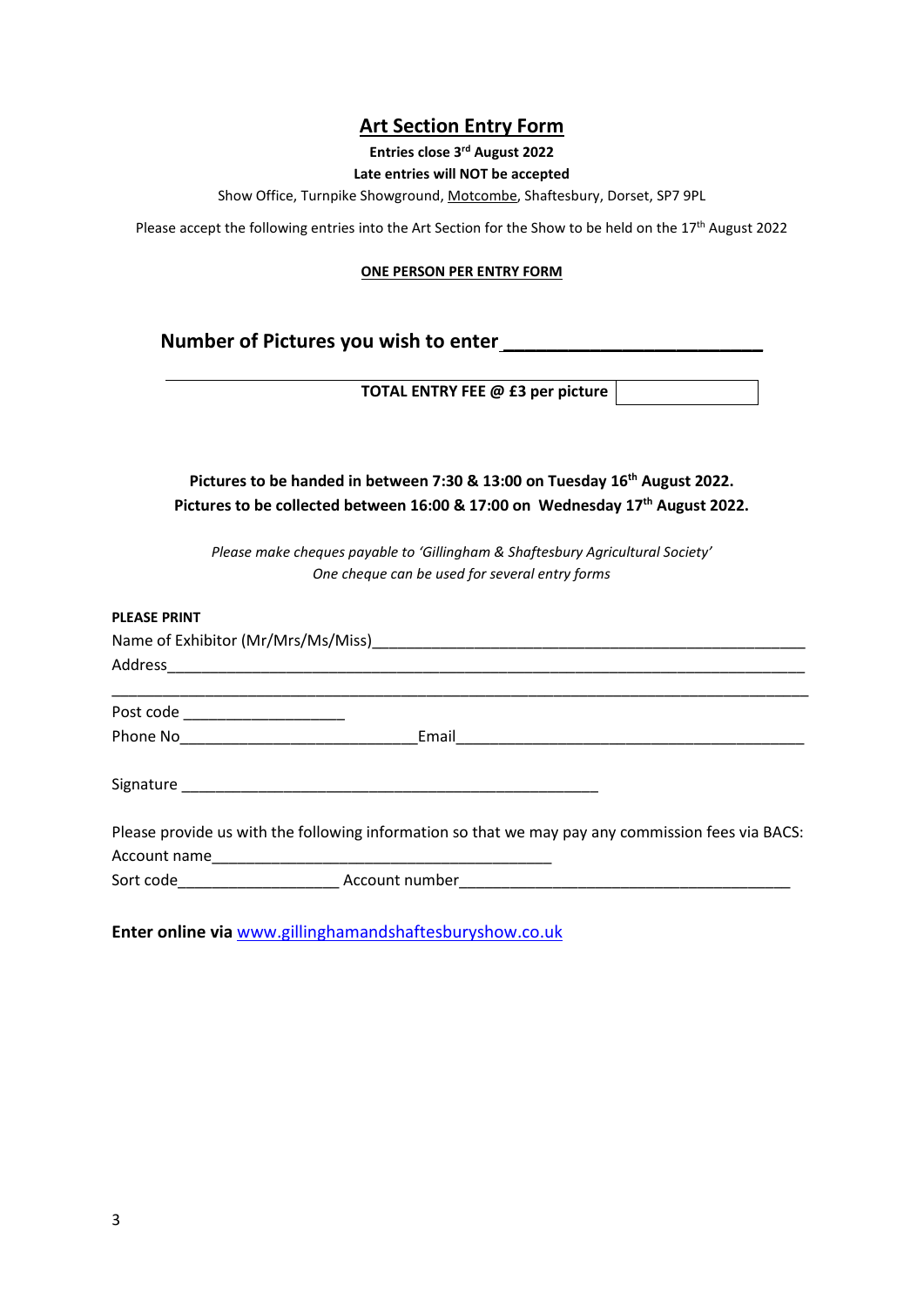# Art Section Entry Form

**Entries close 3rd August 2022**

**Late entries will NOT be accepted**

Show Office, Turnpike Showground, Motcombe, Shaftesbury, Dorset, SP7 9PL

Please accept the following entries into the Art Section for the Show to be held on the 17th August 2022

**ONE PERSON PER ENTRY FORM**

**Number of Pictures you wish to enter ________________________**

**TOTAL ENTRY FEE @ £3 per picture** [ ]

**Pictures to be handed in between 7:30 & 13:00 on Tuesday 16th August 2022.**
**Pictures to be collected between 16:00 & 17:00 on Wednesday 17th August 2022.**

*Please make cheques payable to 'Gillingham & Shaftesbury Agricultural Society'*
*One cheque can be used for several entry forms*

**PLEASE PRINT**

Name of Exhibitor (Mr/Mrs/Ms/Miss)____________________________________________________

Address_______________________________________________________________________

_____________________________________________________________________________

Post code ___________________

Phone No____________________________Email_________________________________________

Signature ___________________________________________________

Please provide us with the following information so that we may pay any commission fees via BACS:

Account name________________________________________

Sort code___________________ Account number_______________________________________

**Enter online via** www.gillinghamandshaftesburyshow.co.uk